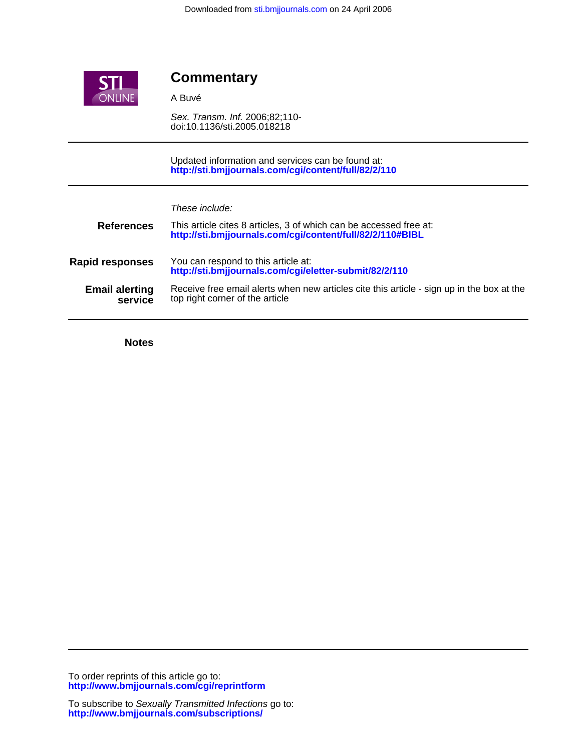# Commentary

A Buvé

*Sex. Transm. Inf.* 2006;82;110-
doi:10.1136/sti.2005.018218

Updated information and services can be found at:
**http://sti.bmjjournals.com/cgi/content/full/82/2/110**

*These include:*

**References**
This article cites 8 articles, 3 of which can be accessed free at:
**http://sti.bmjjournals.com/cgi/content/full/82/2/110#BIBL**

**Rapid responses**
You can respond to this article at:
**http://sti.bmjjournals.com/cgi/eletter-submit/82/2/110**

**Email alerting service**
Receive free email alerts when new articles cite this article - sign up in the box at the top right corner of the article

**Notes**

To order reprints of this article go to:
**http://www.bmjjournals.com/cgi/reprintform**

To subscribe to *Sexually Transmitted Infections* go to:
**http://www.bmjjournals.com/subscriptions/**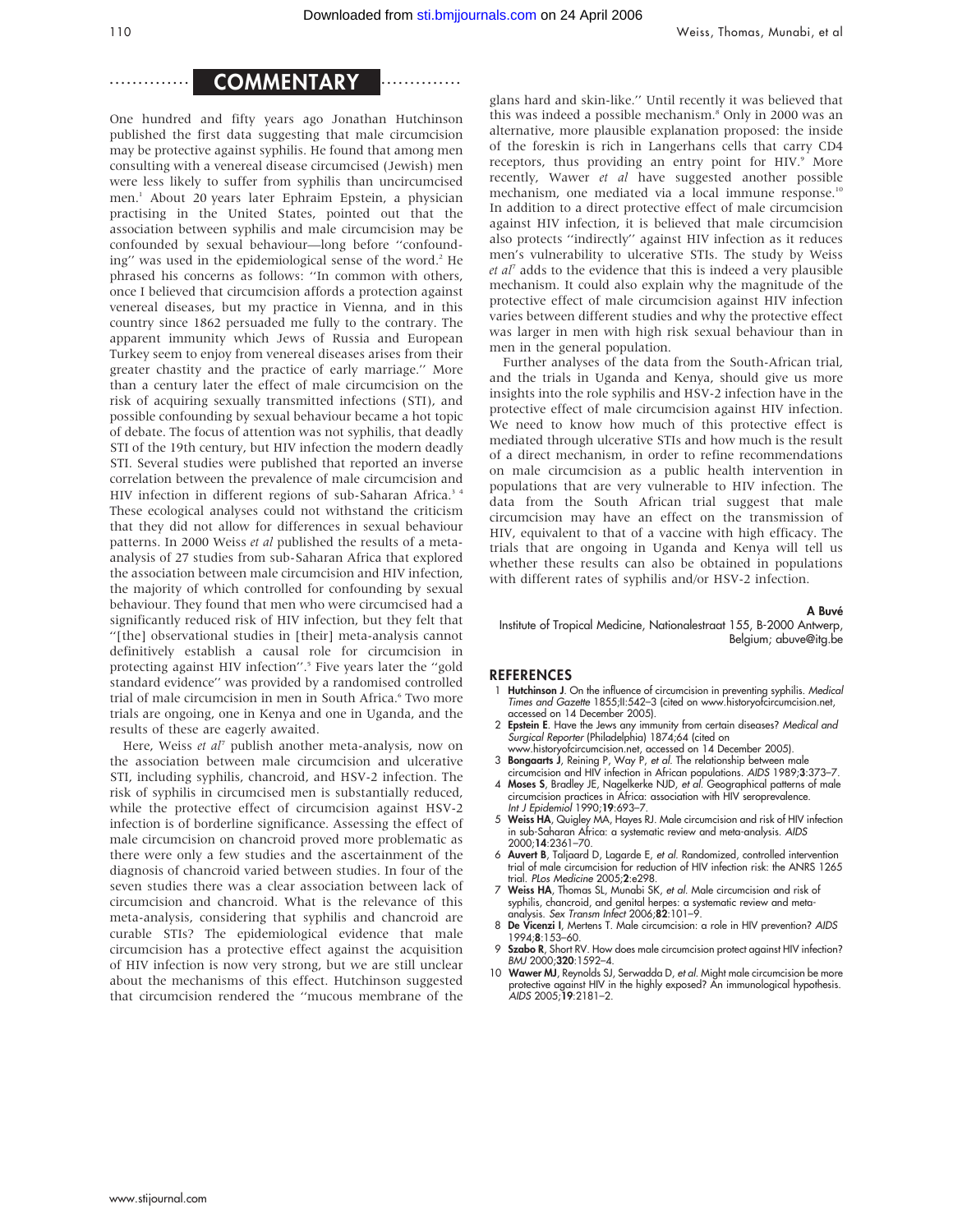## COMMENTARY

One hundred and fifty years ago Jonathan Hutchinson published the first data suggesting that male circumcision may be protective against syphilis. He found that among men consulting with a venereal disease circumcised (Jewish) men were less likely to suffer from syphilis than uncircumcised men.[1] About 20 years later Ephraim Epstein, a physician practising in the United States, pointed out that the association between syphilis and male circumcision may be confounded by sexual behaviour—long before ''confounding'' was used in the epidemiological sense of the word.[2] He phrased his concerns as follows: ''In common with others, once I believed that circumcision affords a protection against venereal diseases, but my practice in Vienna, and in this country since 1862 persuaded me fully to the contrary. The apparent immunity which Jews of Russia and European Turkey seem to enjoy from venereal diseases arises from their greater chastity and the practice of early marriage.'' More than a century later the effect of male circumcision on the risk of acquiring sexually transmitted infections (STI), and possible confounding by sexual behaviour became a hot topic of debate. The focus of attention was not syphilis, that deadly STI of the 19th century, but HIV infection the modern deadly STI. Several studies were published that reported an inverse correlation between the prevalence of male circumcision and HIV infection in different regions of sub-Saharan Africa.[3,4] These ecological analyses could not withstand the criticism that they did not allow for differences in sexual behaviour patterns. In 2000 Weiss *et al* published the results of a meta-analysis of 27 studies from sub-Saharan Africa that explored the association between male circumcision and HIV infection, the majority of which controlled for confounding by sexual behaviour. They found that men who were circumcised had a significantly reduced risk of HIV infection, but they felt that ''[the] observational studies in [their] meta-analysis cannot definitively establish a causal role for circumcision in protecting against HIV infection''.[5] Five years later the ''gold standard evidence'' was provided by a randomised controlled trial of male circumcision in men in South Africa.[6] Two more trials are ongoing, one in Kenya and one in Uganda, and the results of these are eagerly awaited.

Here, Weiss *et al*[7] publish another meta-analysis, now on the association between male circumcision and ulcerative STI, including syphilis, chancroid, and HSV-2 infection. The risk of syphilis in circumcised men is substantially reduced, while the protective effect of circumcision against HSV-2 infection is of borderline significance. Assessing the effect of male circumcision on chancroid proved more problematic as there were only a few studies and the ascertainment of the diagnosis of chancroid varied between studies. In four of the seven studies there was a clear association between lack of circumcision and chancroid. What is the relevance of this meta-analysis, considering that syphilis and chancroid are curable STIs? The epidemiological evidence that male circumcision has a protective effect against the acquisition of HIV infection is now very strong, but we are still unclear about the mechanisms of this effect. Hutchinson suggested that circumcision rendered the ''mucous membrane of the glans hard and skin-like.'' Until recently it was believed that this was indeed a possible mechanism.[8] Only in 2000 was an alternative, more plausible explanation proposed: the inside of the foreskin is rich in Langerhans cells that carry CD4 receptors, thus providing an entry point for HIV.[9] More recently, Wawer *et al* have suggested another possible mechanism, one mediated via a local immune response.[10] In addition to a direct protective effect of male circumcision against HIV infection, it is believed that male circumcision also protects ''indirectly'' against HIV infection as it reduces men's vulnerability to ulcerative STIs. The study by Weiss *et al*[7] adds to the evidence that this is indeed a very plausible mechanism. It could also explain why the magnitude of the protective effect of male circumcision against HIV infection varies between different studies and why the protective effect was larger in men with high risk sexual behaviour than in men in the general population.

Further analyses of the data from the South-African trial, and the trials in Uganda and Kenya, should give us more insights into the role syphilis and HSV-2 infection have in the protective effect of male circumcision against HIV infection. We need to know how much of this protective effect is mediated through ulcerative STIs and how much is the result of a direct mechanism, in order to refine recommendations on male circumcision as a public health intervention in populations that are very vulnerable to HIV infection. The data from the South African trial suggest that male circumcision may have an effect on the transmission of HIV, equivalent to that of a vaccine with high efficacy. The trials that are ongoing in Uganda and Kenya will tell us whether these results can also be obtained in populations with different rates of syphilis and/or HSV-2 infection.

**A Buvé**

Institute of Tropical Medicine, Nationalestraat 155, B-2000 Antwerp, Belgium; abuve@itg.be

## REFERENCES

1. **Hutchinson J**. On the influence of circumcision in preventing syphilis. *Medical Times and Gazette* 1855;II:542–3 (cited on www.historyofcircumcision.net, accessed on 14 December 2005).
2. **Epstein E**. Have the Jews any immunity from certain diseases? *Medical and Surgical Reporter* (Philadelphia) 1874;64 (cited on www.historyofcircumcision.net, accessed on 14 December 2005).
3. **Bongaarts J**, Reining P, Way P, *et al*. The relationship between male circumcision and HIV infection in African populations. *AIDS* 1989;**3**:373–7.
4. **Moses S**, Bradley JE, Nagelkerke NJD, *et al*. Geographical patterns of male circumcision practices in Africa: association with HIV seroprevalence. *Int J Epidemiol* 1990;**19**:693–7.
5. **Weiss HA**, Quigley MA, Hayes RJ. Male circumcision and risk of HIV infection in sub-Saharan Africa: a systematic review and meta-analysis. *AIDS* 2000;**14**:2361–70.
6. **Auvert B**, Taljaard D, Lagarde E, *et al*. Randomized, controlled intervention trial of male circumcision for reduction of HIV infection risk: the ANRS 1265 trial. *PLos Medicine* 2005;**2**:e298.
7. **Weiss HA**, Thomas SL, Munabi SK, *et al*. Male circumcision and risk of syphilis, chancroid, and genital herpes: a systematic review and meta-analysis. *Sex Transm Infect* 2006;**82**:101–9.
8. **De Vicenzi I**, Mertens T. Male circumcision: a role in HIV prevention? *AIDS* 1994;**8**:153–60.
9. **Szabo R**, Short RV. How does male circumcision protect against HIV infection? *BMJ* 2000;**320**:1592–4.
10. **Wawer MJ**, Reynolds SJ, Serwadda D, *et al*. Might male circumcision be more protective against HIV in the highly exposed? An immunological hypothesis. *AIDS* 2005;**19**:2181–2.